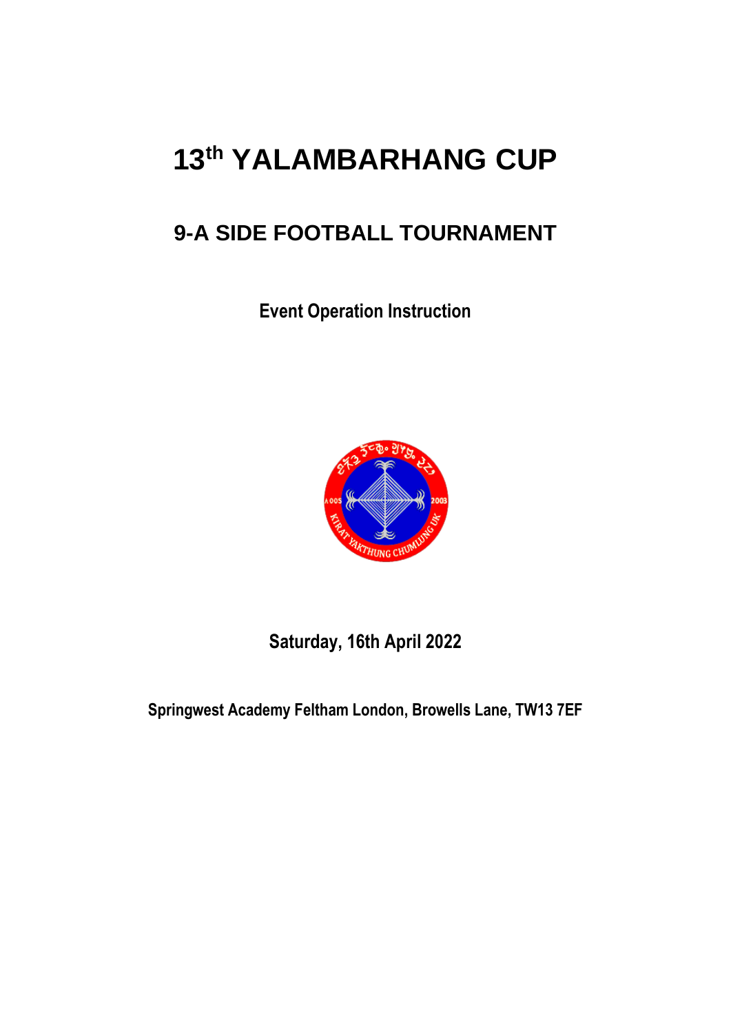# 13th YALAMBARHANG CUP

## 9-A SIDE FOOTBALL TOURNAMENT

**Event Operation Instruction**

**Saturday, 16th April 2022**

**Springwest Academy Feltham London, Browells Lane, TW13 7EF**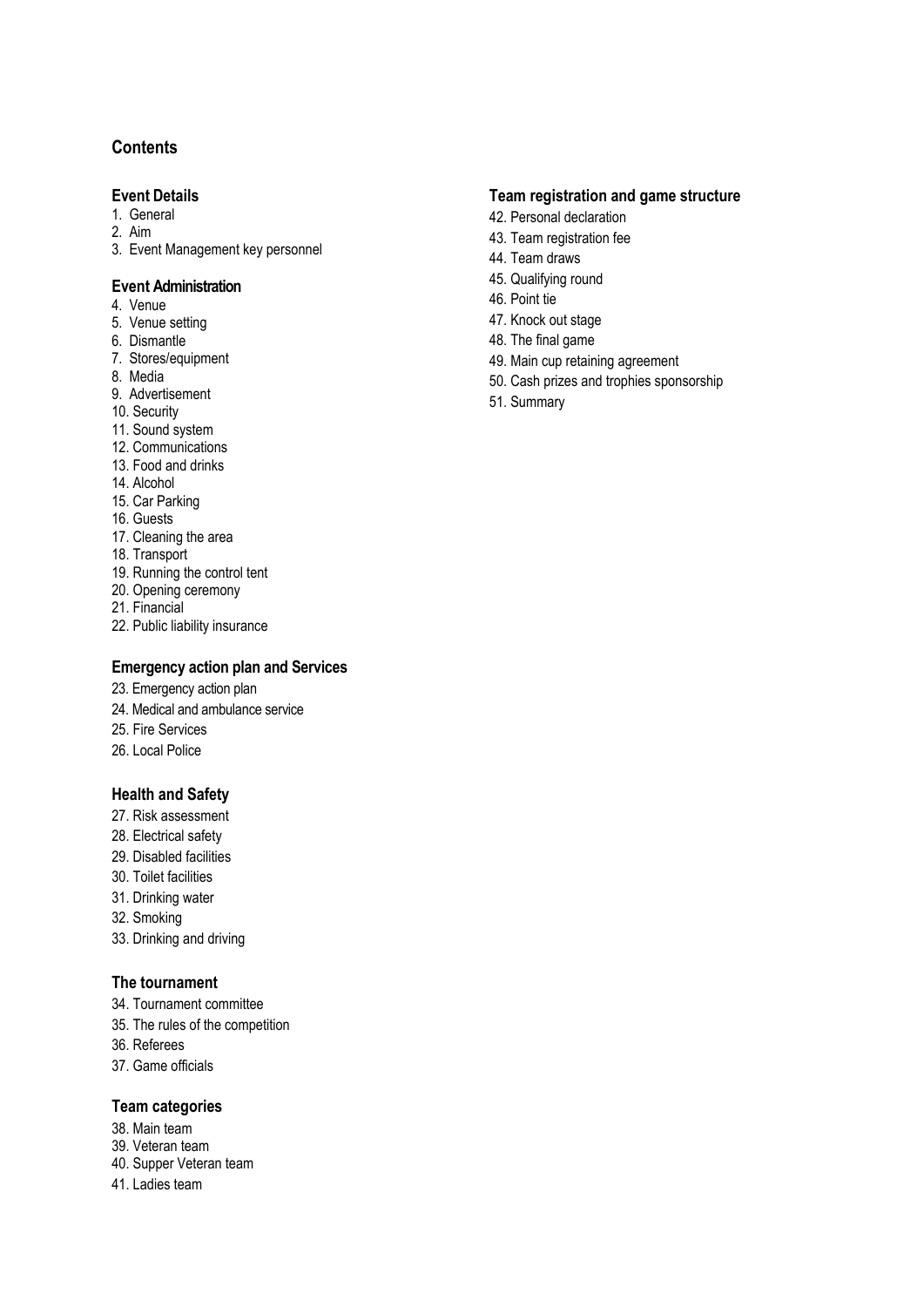# Contents

## Event Details

1. General
2. Aim
3. Event Management key personnel

## Event Administration

4. Venue
5. Venue setting
6. Dismantle
7. Stores/equipment
8. Media
9. Advertisement
10. Security
11. Sound system
12. Communications
13. Food and drinks
14. Alcohol
15. Car Parking
16. Guests
17. Cleaning the area
18. Transport
19. Running the control tent
20. Opening ceremony
21. Financial
22. Public liability insurance

## Emergency action plan and Services

23. Emergency action plan
24. Medical and ambulance service
25. Fire Services
26. Local Police

## Health and Safety

27. Risk assessment
28. Electrical safety
29. Disabled facilities
30. Toilet facilities
31. Drinking water
32. Smoking
33. Drinking and driving

## The tournament

34. Tournament committee
35. The rules of the competition
36. Referees
37. Game officials

## Team categories

38. Main team
39. Veteran team
40. Supper Veteran team
41. Ladies team

## Team registration and game structure

42. Personal declaration
43. Team registration fee
44. Team draws
45. Qualifying round
46. Point tie
47. Knock out stage
48. The final game
49. Main cup retaining agreement
50. Cash prizes and trophies sponsorship
51. Summary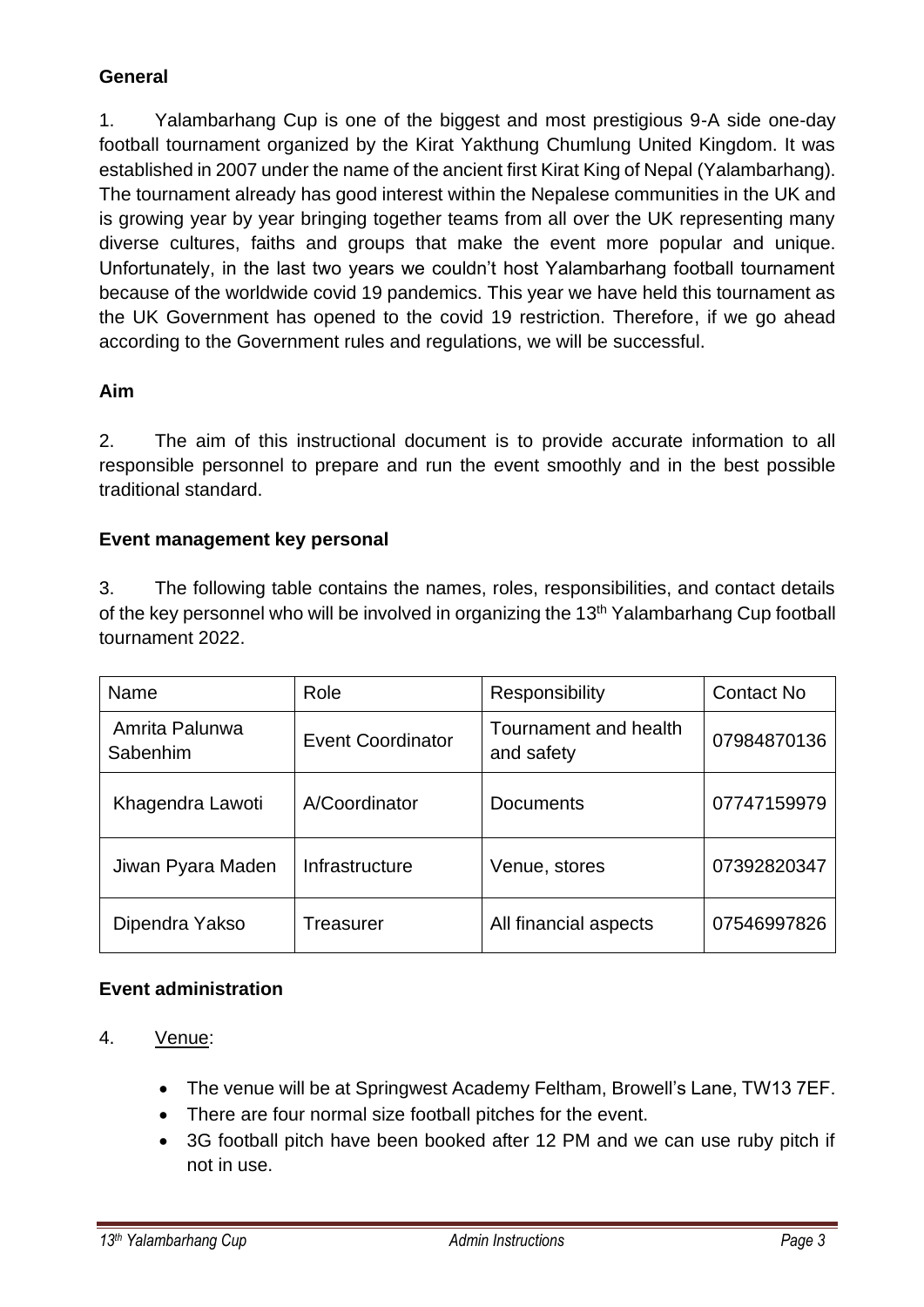**General**

1. Yalambarhang Cup is one of the biggest and most prestigious 9-A side one-day football tournament organized by the Kirat Yakthung Chumlung United Kingdom. It was established in 2007 under the name of the ancient first Kirat King of Nepal (Yalambarhang). The tournament already has good interest within the Nepalese communities in the UK and is growing year by year bringing together teams from all over the UK representing many diverse cultures, faiths and groups that make the event more popular and unique. Unfortunately, in the last two years we couldn't host Yalambarhang football tournament because of the worldwide covid 19 pandemics. This year we have held this tournament as the UK Government has opened to the covid 19 restriction. Therefore, if we go ahead according to the Government rules and regulations, we will be successful.

**Aim**

2. The aim of this instructional document is to provide accurate information to all responsible personnel to prepare and run the event smoothly and in the best possible traditional standard.

**Event management key personal**

3. The following table contains the names, roles, responsibilities, and contact details of the key personnel who will be involved in organizing the 13th Yalambarhang Cup football tournament 2022.

| Name | Role | Responsibility | Contact No |
|---|---|---|---|
| Amrita Palunwa Sabenhim | Event Coordinator | Tournament and health and safety | 07984870136 |
| Khagendra Lawoti | A/Coordinator | Documents | 07747159979 |
| Jiwan Pyara Maden | Infrastructure | Venue, stores | 07392820347 |
| Dipendra Yakso | Treasurer | All financial aspects | 07546997826 |

**Event administration**

4. <u>Venue</u>:

- The venue will be at Springwest Academy Feltham, Browell's Lane, TW13 7EF.
- There are four normal size football pitches for the event.
- 3G football pitch have been booked after 12 PM and we can use ruby pitch if not in use.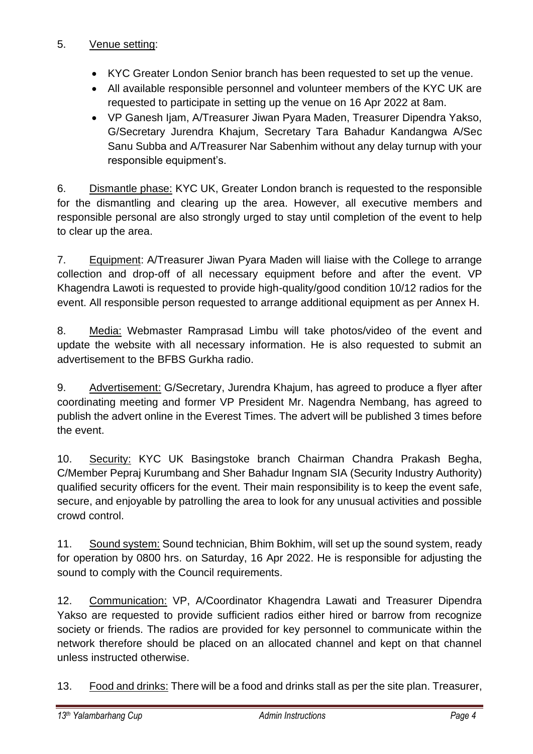5. Venue setting:

- KYC Greater London Senior branch has been requested to set up the venue.
- All available responsible personnel and volunteer members of the KYC UK are requested to participate in setting up the venue on 16 Apr 2022 at 8am.
- VP Ganesh Ijam, A/Treasurer Jiwan Pyara Maden, Treasurer Dipendra Yakso, G/Secretary Jurendra Khajum, Secretary Tara Bahadur Kandangwa A/Sec Sanu Subba and A/Treasurer Nar Sabenhim without any delay turnup with your responsible equipment's.

6. Dismantle phase: KYC UK, Greater London branch is requested to the responsible for the dismantling and clearing up the area. However, all executive members and responsible personal are also strongly urged to stay until completion of the event to help to clear up the area.

7. Equipment: A/Treasurer Jiwan Pyara Maden will liaise with the College to arrange collection and drop-off of all necessary equipment before and after the event. VP Khagendra Lawoti is requested to provide high-quality/good condition 10/12 radios for the event. All responsible person requested to arrange additional equipment as per Annex H.

8. Media: Webmaster Ramprasad Limbu will take photos/video of the event and update the website with all necessary information. He is also requested to submit an advertisement to the BFBS Gurkha radio.

9. Advertisement: G/Secretary, Jurendra Khajum, has agreed to produce a flyer after coordinating meeting and former VP President Mr. Nagendra Nembang, has agreed to publish the advert online in the Everest Times. The advert will be published 3 times before the event.

10. Security: KYC UK Basingstoke branch Chairman Chandra Prakash Begha, C/Member Pepraj Kurumbang and Sher Bahadur Ingnam SIA (Security Industry Authority) qualified security officers for the event. Their main responsibility is to keep the event safe, secure, and enjoyable by patrolling the area to look for any unusual activities and possible crowd control.

11. Sound system: Sound technician, Bhim Bokhim, will set up the sound system, ready for operation by 0800 hrs. on Saturday, 16 Apr 2022. He is responsible for adjusting the sound to comply with the Council requirements.

12. Communication: VP, A/Coordinator Khagendra Lawati and Treasurer Dipendra Yakso are requested to provide sufficient radios either hired or barrow from recognize society or friends. The radios are provided for key personnel to communicate within the network therefore should be placed on an allocated channel and kept on that channel unless instructed otherwise.

13. Food and drinks: There will be a food and drinks stall as per the site plan. Treasurer,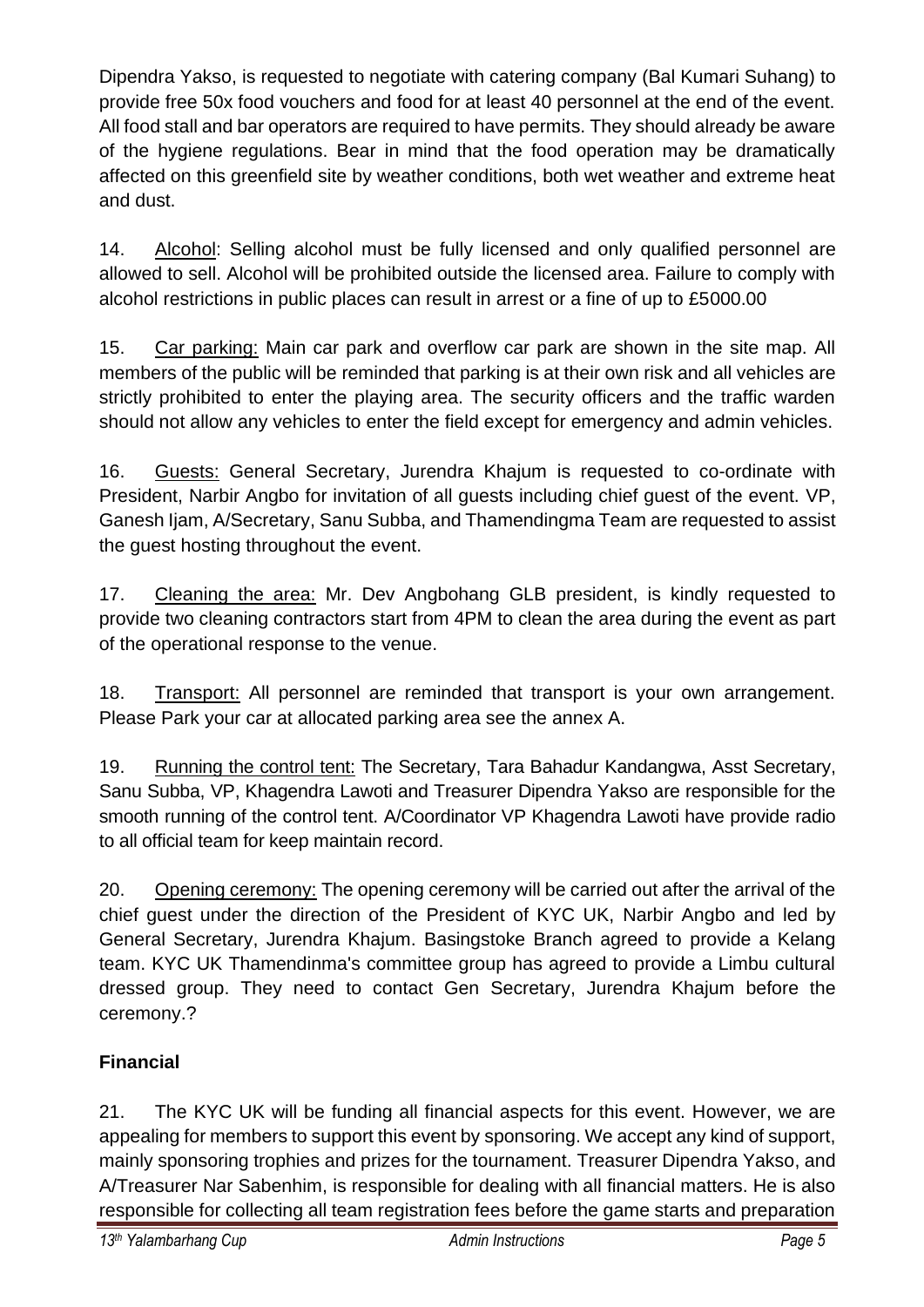Dipendra Yakso, is requested to negotiate with catering company (Bal Kumari Suhang) to provide free 50x food vouchers and food for at least 40 personnel at the end of the event. All food stall and bar operators are required to have permits. They should already be aware of the hygiene regulations. Bear in mind that the food operation may be dramatically affected on this greenfield site by weather conditions, both wet weather and extreme heat and dust.

14. Alcohol: Selling alcohol must be fully licensed and only qualified personnel are allowed to sell. Alcohol will be prohibited outside the licensed area. Failure to comply with alcohol restrictions in public places can result in arrest or a fine of up to £5000.00

15. Car parking: Main car park and overflow car park are shown in the site map. All members of the public will be reminded that parking is at their own risk and all vehicles are strictly prohibited to enter the playing area. The security officers and the traffic warden should not allow any vehicles to enter the field except for emergency and admin vehicles.

16. Guests: General Secretary, Jurendra Khajum is requested to co-ordinate with President, Narbir Angbo for invitation of all guests including chief guest of the event. VP, Ganesh Ijam, A/Secretary, Sanu Subba, and Thamendingma Team are requested to assist the guest hosting throughout the event.

17. Cleaning the area: Mr. Dev Angbohang GLB president, is kindly requested to provide two cleaning contractors start from 4PM to clean the area during the event as part of the operational response to the venue.

18. Transport: All personnel are reminded that transport is your own arrangement. Please Park your car at allocated parking area see the annex A.

19. Running the control tent: The Secretary, Tara Bahadur Kandangwa, Asst Secretary, Sanu Subba, VP, Khagendra Lawoti and Treasurer Dipendra Yakso are responsible for the smooth running of the control tent. A/Coordinator VP Khagendra Lawoti have provide radio to all official team for keep maintain record.

20. Opening ceremony: The opening ceremony will be carried out after the arrival of the chief guest under the direction of the President of KYC UK, Narbir Angbo and led by General Secretary, Jurendra Khajum. Basingstoke Branch agreed to provide a Kelang team. KYC UK Thamendinma's committee group has agreed to provide a Limbu cultural dressed group. They need to contact Gen Secretary, Jurendra Khajum before the ceremony.?

## Financial

21. The KYC UK will be funding all financial aspects for this event. However, we are appealing for members to support this event by sponsoring. We accept any kind of support, mainly sponsoring trophies and prizes for the tournament. Treasurer Dipendra Yakso, and A/Treasurer Nar Sabenhim, is responsible for dealing with all financial matters. He is also responsible for collecting all team registration fees before the game starts and preparation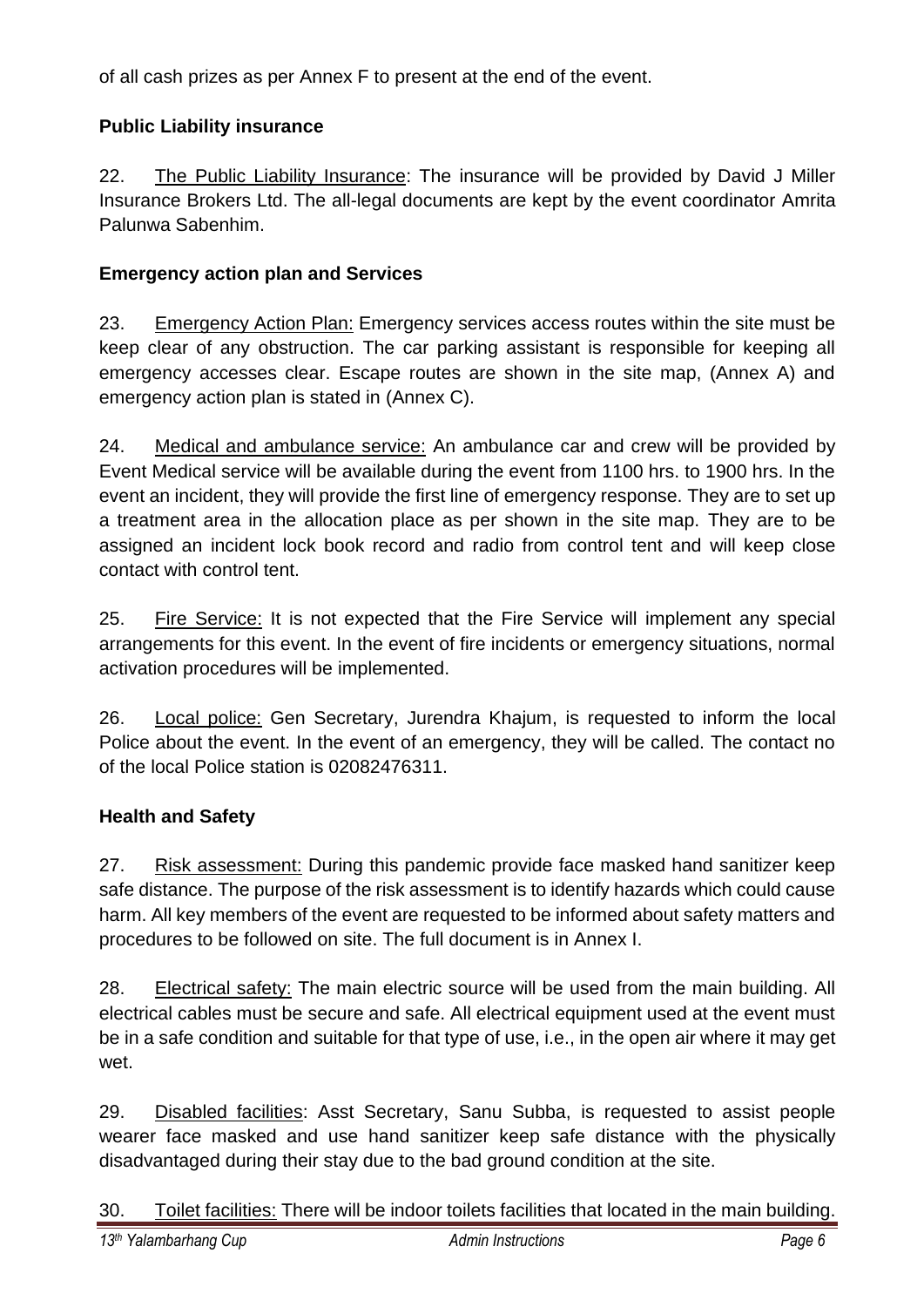of all cash prizes as per Annex F to present at the end of the event.

**Public Liability insurance**

22. <u>The Public Liability Insurance</u>: The insurance will be provided by David J Miller Insurance Brokers Ltd. The all-legal documents are kept by the event coordinator Amrita Palunwa Sabenhim.

**Emergency action plan and Services**

23. <u>Emergency Action Plan:</u> Emergency services access routes within the site must be keep clear of any obstruction. The car parking assistant is responsible for keeping all emergency accesses clear. Escape routes are shown in the site map, (Annex A) and emergency action plan is stated in (Annex C).

24. <u>Medical and ambulance service:</u> An ambulance car and crew will be provided by Event Medical service will be available during the event from 1100 hrs. to 1900 hrs. In the event an incident, they will provide the first line of emergency response. They are to set up a treatment area in the allocation place as per shown in the site map. They are to be assigned an incident lock book record and radio from control tent and will keep close contact with control tent.

25. <u>Fire Service:</u> It is not expected that the Fire Service will implement any special arrangements for this event. In the event of fire incidents or emergency situations, normal activation procedures will be implemented.

26. <u>Local police:</u> Gen Secretary, Jurendra Khajum, is requested to inform the local Police about the event. In the event of an emergency, they will be called. The contact no of the local Police station is 02082476311.

**Health and Safety**

27. <u>Risk assessment:</u> During this pandemic provide face masked hand sanitizer keep safe distance. The purpose of the risk assessment is to identify hazards which could cause harm. All key members of the event are requested to be informed about safety matters and procedures to be followed on site. The full document is in Annex I.

28. <u>Electrical safety:</u> The main electric source will be used from the main building. All electrical cables must be secure and safe. All electrical equipment used at the event must be in a safe condition and suitable for that type of use, i.e., in the open air where it may get wet.

29. <u>Disabled facilities</u>: Asst Secretary, Sanu Subba, is requested to assist people wearer face masked and use hand sanitizer keep safe distance with the physically disadvantaged during their stay due to the bad ground condition at the site.

30. <u>Toilet facilities:</u> There will be indoor toilets facilities that located in the main building.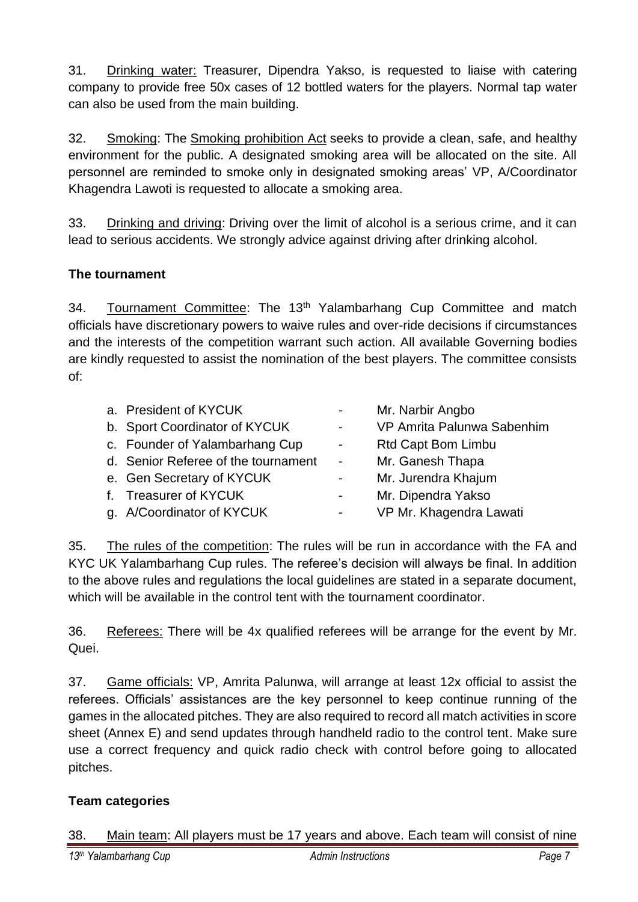31. Drinking water: Treasurer, Dipendra Yakso, is requested to liaise with catering company to provide free 50x cases of 12 bottled waters for the players. Normal tap water can also be used from the main building.

32. Smoking: The Smoking prohibition Act seeks to provide a clean, safe, and healthy environment for the public. A designated smoking area will be allocated on the site. All personnel are reminded to smoke only in designated smoking areas' VP, A/Coordinator Khagendra Lawoti is requested to allocate a smoking area.

33. Drinking and driving: Driving over the limit of alcohol is a serious crime, and it can lead to serious accidents. We strongly advice against driving after drinking alcohol.

**The tournament**

34. Tournament Committee: The 13th Yalambarhang Cup Committee and match officials have discretionary powers to waive rules and over-ride decisions if circumstances and the interests of the competition warrant such action. All available Governing bodies are kindly requested to assist the nomination of the best players. The committee consists of:

a. President of KYCUK - Mr. Narbir Angbo
b. Sport Coordinator of KYCUK - VP Amrita Palunwa Sabenhim
c. Founder of Yalambarhang Cup - Rtd Capt Bom Limbu
d. Senior Referee of the tournament - Mr. Ganesh Thapa
e. Gen Secretary of KYCUK - Mr. Jurendra Khajum
f. Treasurer of KYCUK - Mr. Dipendra Yakso
g. A/Coordinator of KYCUK - VP Mr. Khagendra Lawati

35. The rules of the competition: The rules will be run in accordance with the FA and KYC UK Yalambarhang Cup rules. The referee's decision will always be final. In addition to the above rules and regulations the local guidelines are stated in a separate document, which will be available in the control tent with the tournament coordinator.

36. Referees: There will be 4x qualified referees will be arrange for the event by Mr. Quei.

37. Game officials: VP, Amrita Palunwa, will arrange at least 12x official to assist the referees. Officials' assistances are the key personnel to keep continue running of the games in the allocated pitches. They are also required to record all match activities in score sheet (Annex E) and send updates through handheld radio to the control tent. Make sure use a correct frequency and quick radio check with control before going to allocated pitches.

**Team categories**

38. Main team: All players must be 17 years and above. Each team will consist of nine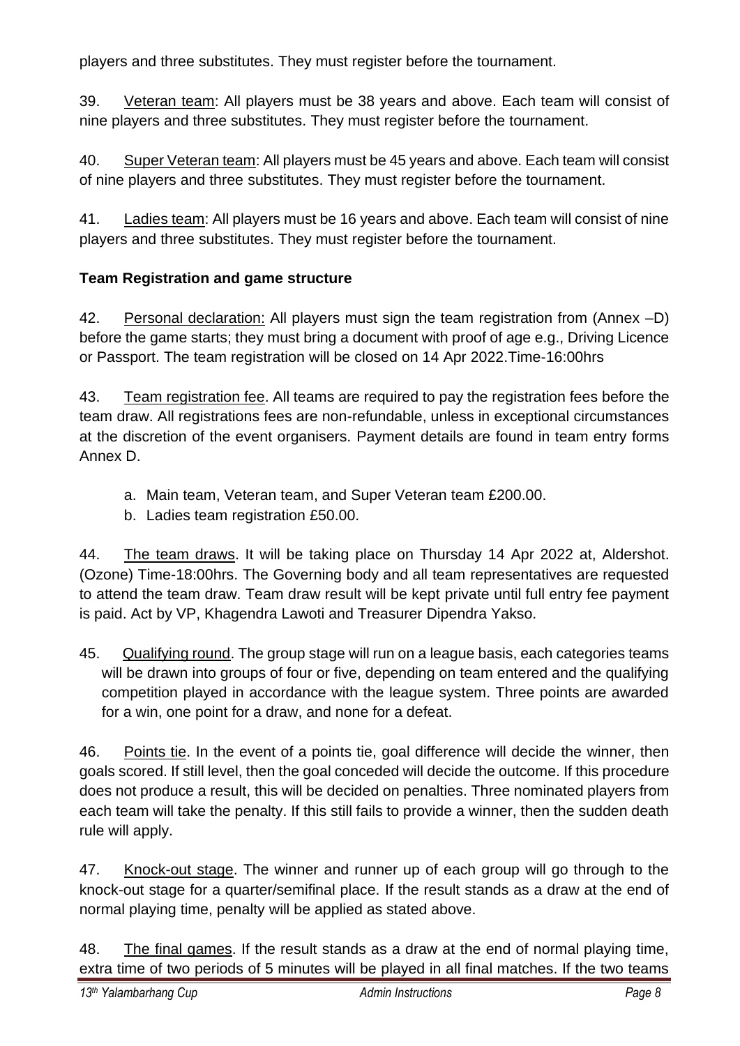players and three substitutes. They must register before the tournament.

39. Veteran team: All players must be 38 years and above. Each team will consist of nine players and three substitutes. They must register before the tournament.

40. Super Veteran team: All players must be 45 years and above. Each team will consist of nine players and three substitutes. They must register before the tournament.

41. Ladies team: All players must be 16 years and above. Each team will consist of nine players and three substitutes. They must register before the tournament.

**Team Registration and game structure**

42. Personal declaration: All players must sign the team registration from (Annex –D) before the game starts; they must bring a document with proof of age e.g., Driving Licence or Passport. The team registration will be closed on 14 Apr 2022.Time-16:00hrs

43. Team registration fee. All teams are required to pay the registration fees before the team draw. All registrations fees are non-refundable, unless in exceptional circumstances at the discretion of the event organisers. Payment details are found in team entry forms Annex D.

a. Main team, Veteran team, and Super Veteran team £200.00.
b. Ladies team registration £50.00.

44. The team draws. It will be taking place on Thursday 14 Apr 2022 at, Aldershot. (Ozone) Time-18:00hrs. The Governing body and all team representatives are requested to attend the team draw. Team draw result will be kept private until full entry fee payment is paid. Act by VP, Khagendra Lawoti and Treasurer Dipendra Yakso.

45. Qualifying round. The group stage will run on a league basis, each categories teams will be drawn into groups of four or five, depending on team entered and the qualifying competition played in accordance with the league system. Three points are awarded for a win, one point for a draw, and none for a defeat.

46. Points tie. In the event of a points tie, goal difference will decide the winner, then goals scored. If still level, then the goal conceded will decide the outcome. If this procedure does not produce a result, this will be decided on penalties. Three nominated players from each team will take the penalty. If this still fails to provide a winner, then the sudden death rule will apply.

47. Knock-out stage. The winner and runner up of each group will go through to the knock-out stage for a quarter/semifinal place. If the result stands as a draw at the end of normal playing time, penalty will be applied as stated above.

48. The final games. If the result stands as a draw at the end of normal playing time, extra time of two periods of 5 minutes will be played in all final matches. If the two teams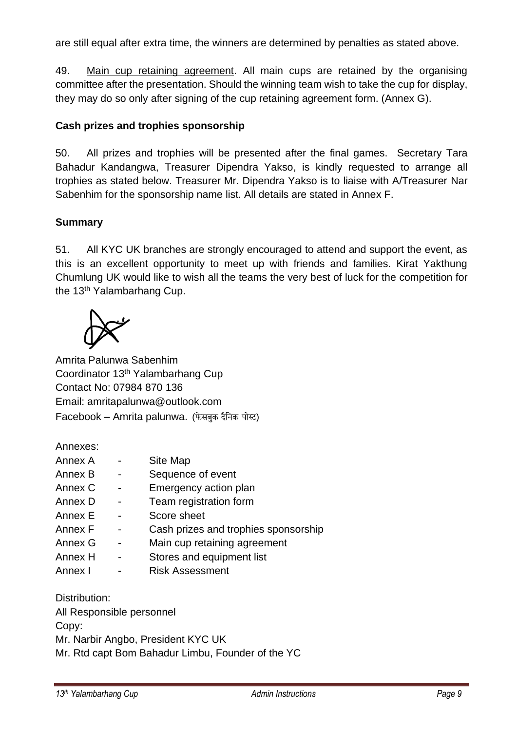are still equal after extra time, the winners are determined by penalties as stated above.

49. Main cup retaining agreement. All main cups are retained by the organising committee after the presentation. Should the winning team wish to take the cup for display, they may do so only after signing of the cup retaining agreement form. (Annex G).

**Cash prizes and trophies sponsorship**

50. All prizes and trophies will be presented after the final games. Secretary Tara Bahadur Kandangwa, Treasurer Dipendra Yakso, is kindly requested to arrange all trophies as stated below. Treasurer Mr. Dipendra Yakso is to liaise with A/Treasurer Nar Sabenhim for the sponsorship name list. All details are stated in Annex F.

**Summary**

51. All KYC UK branches are strongly encouraged to attend and support the event, as this is an excellent opportunity to meet up with friends and families. Kirat Yakthung Chumlung UK would like to wish all the teams the very best of luck for the competition for the 13th Yalambarhang Cup.

Amrita Palunwa Sabenhim
Coordinator 13th Yalambarhang Cup
Contact No: 07984 870 136
Email: amritapalunwa@outlook.com
Facebook – Amrita palunwa. (फेसबुक दैनिक पोस्ट)

Annexes:

| | | |
|---|---|---|
| Annex A | - | Site Map |
| Annex B | - | Sequence of event |
| Annex C | - | Emergency action plan |
| Annex D | - | Team registration form |
| Annex E | - | Score sheet |
| Annex F | - | Cash prizes and trophies sponsorship |
| Annex G | - | Main cup retaining agreement |
| Annex H | - | Stores and equipment list |
| Annex I | - | Risk Assessment |

Distribution:
All Responsible personnel
Copy:
Mr. Narbir Angbo, President KYC UK
Mr. Rtd capt Bom Bahadur Limbu, Founder of the YC